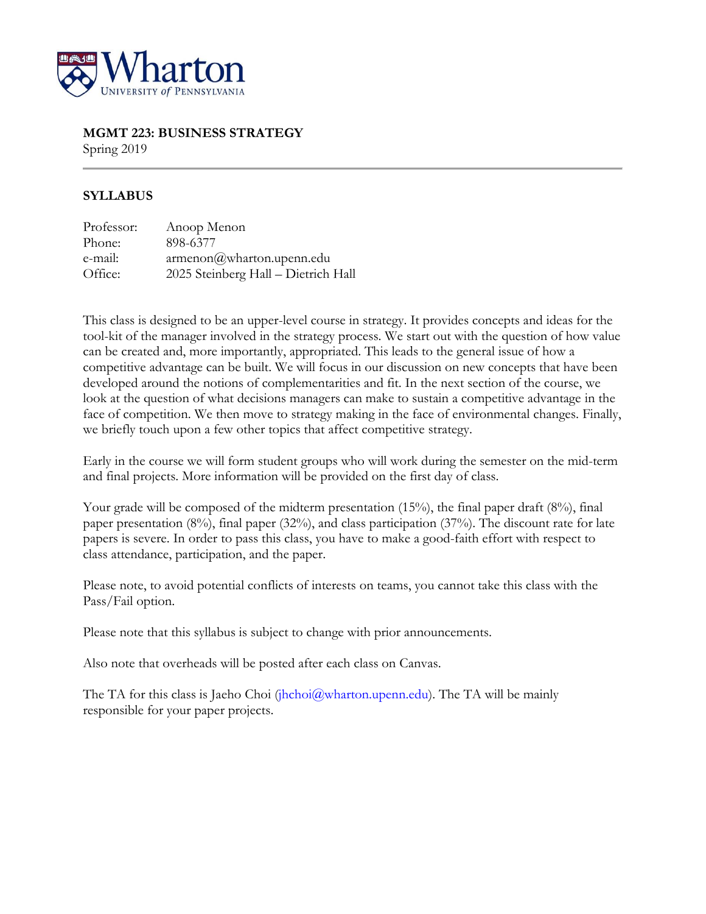**MGMT 223: BUSINESS STRATEGY**
Spring 2019

**SYLLABUS**

| | |
|---|---|
| Professor: | Anoop Menon |
| Phone: | 898-6377 |
| e-mail: | armenon@wharton.upenn.edu |
| Office: | 2025 Steinberg Hall – Dietrich Hall |

This class is designed to be an upper-level course in strategy. It provides concepts and ideas for the tool-kit of the manager involved in the strategy process. We start out with the question of how value can be created and, more importantly, appropriated. This leads to the general issue of how a competitive advantage can be built. We will focus in our discussion on new concepts that have been developed around the notions of complementarities and fit. In the next section of the course, we look at the question of what decisions managers can make to sustain a competitive advantage in the face of competition. We then move to strategy making in the face of environmental changes. Finally, we briefly touch upon a few other topics that affect competitive strategy.

Early in the course we will form student groups who will work during the semester on the mid-term and final projects. More information will be provided on the first day of class.

Your grade will be composed of the midterm presentation (15%), the final paper draft (8%), final paper presentation (8%), final paper (32%), and class participation (37%). The discount rate for late papers is severe. In order to pass this class, you have to make a good-faith effort with respect to class attendance, participation, and the paper.

Please note, to avoid potential conflicts of interests on teams, you cannot take this class with the Pass/Fail option.

Please note that this syllabus is subject to change with prior announcements.

Also note that overheads will be posted after each class on Canvas.

The TA for this class is Jaeho Choi (jhchoi@wharton.upenn.edu). The TA will be mainly responsible for your paper projects.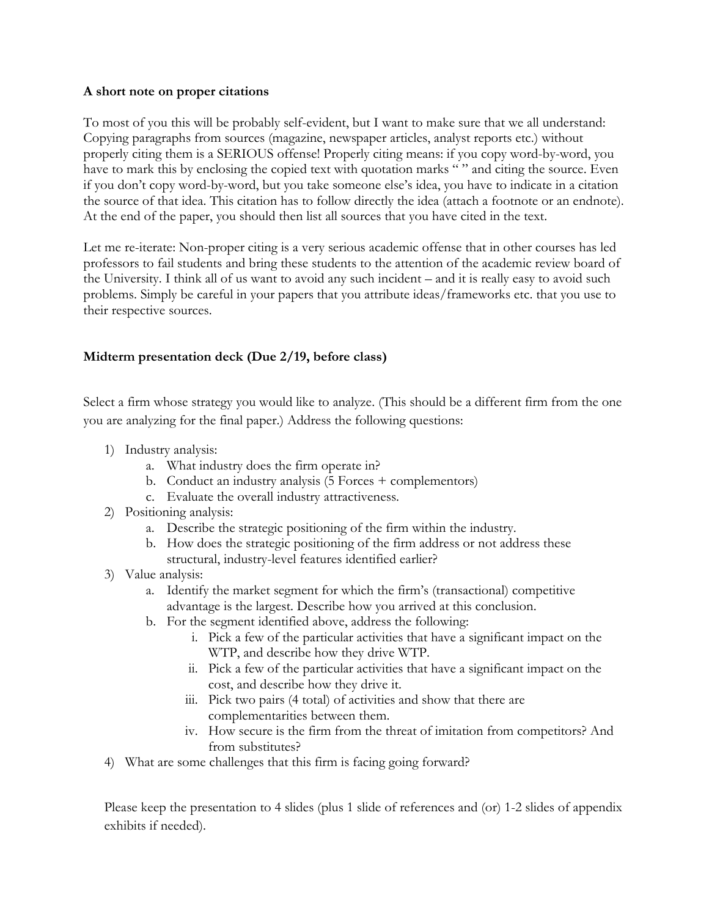**A short note on proper citations**

To most of you this will be probably self-evident, but I want to make sure that we all understand: Copying paragraphs from sources (magazine, newspaper articles, analyst reports etc.) without properly citing them is a SERIOUS offense! Properly citing means: if you copy word-by-word, you have to mark this by enclosing the copied text with quotation marks " " and citing the source. Even if you don't copy word-by-word, but you take someone else's idea, you have to indicate in a citation the source of that idea. This citation has to follow directly the idea (attach a footnote or an endnote). At the end of the paper, you should then list all sources that you have cited in the text.

Let me re-iterate: Non-proper citing is a very serious academic offense that in other courses has led professors to fail students and bring these students to the attention of the academic review board of the University. I think all of us want to avoid any such incident – and it is really easy to avoid such problems. Simply be careful in your papers that you attribute ideas/frameworks etc. that you use to their respective sources.

**Midterm presentation deck (Due 2/19, before class)**

Select a firm whose strategy you would like to analyze. (This should be a different firm from the one you are analyzing for the final paper.) Address the following questions:

1) Industry analysis:
   a. What industry does the firm operate in?
   b. Conduct an industry analysis (5 Forces + complementors)
   c. Evaluate the overall industry attractiveness.
2) Positioning analysis:
   a. Describe the strategic positioning of the firm within the industry.
   b. How does the strategic positioning of the firm address or not address these structural, industry-level features identified earlier?
3) Value analysis:
   a. Identify the market segment for which the firm's (transactional) competitive advantage is the largest. Describe how you arrived at this conclusion.
   b. For the segment identified above, address the following:
      i. Pick a few of the particular activities that have a significant impact on the WTP, and describe how they drive WTP.
      ii. Pick a few of the particular activities that have a significant impact on the cost, and describe how they drive it.
      iii. Pick two pairs (4 total) of activities and show that there are complementarities between them.
      iv. How secure is the firm from the threat of imitation from competitors? And from substitutes?
4) What are some challenges that this firm is facing going forward?

Please keep the presentation to 4 slides (plus 1 slide of references and (or) 1-2 slides of appendix exhibits if needed).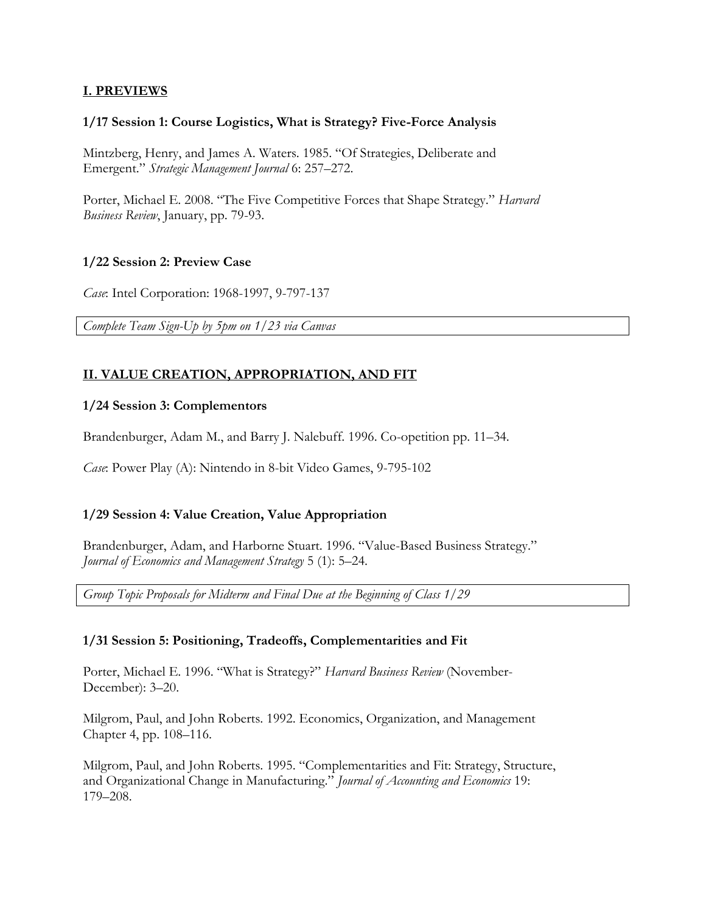## I. PREVIEWS

### 1/17 Session 1: Course Logistics, What is Strategy? Five-Force Analysis

Mintzberg, Henry, and James A. Waters. 1985. "Of Strategies, Deliberate and Emergent." *Strategic Management Journal* 6: 257–272.

Porter, Michael E. 2008. "The Five Competitive Forces that Shape Strategy." *Harvard Business Review*, January, pp. 79-93.

### 1/22 Session 2: Preview Case

*Case*: Intel Corporation: 1968-1997, 9-797-137

*Complete Team Sign-Up by 5pm on 1/23 via Canvas*

## II. VALUE CREATION, APPROPRIATION, AND FIT

### 1/24 Session 3: Complementors

Brandenburger, Adam M., and Barry J. Nalebuff. 1996. Co-opetition pp. 11–34.

*Case*: Power Play (A): Nintendo in 8-bit Video Games, 9-795-102

### 1/29 Session 4: Value Creation, Value Appropriation

Brandenburger, Adam, and Harborne Stuart. 1996. "Value-Based Business Strategy." *Journal of Economics and Management Strategy* 5 (1): 5–24.

*Group Topic Proposals for Midterm and Final Due at the Beginning of Class 1/29*

### 1/31 Session 5: Positioning, Tradeoffs, Complementarities and Fit

Porter, Michael E. 1996. "What is Strategy?" *Harvard Business Review* (November-December): 3–20.

Milgrom, Paul, and John Roberts. 1992. Economics, Organization, and Management Chapter 4, pp. 108–116.

Milgrom, Paul, and John Roberts. 1995. "Complementarities and Fit: Strategy, Structure, and Organizational Change in Manufacturing." *Journal of Accounting and Economics* 19: 179–208.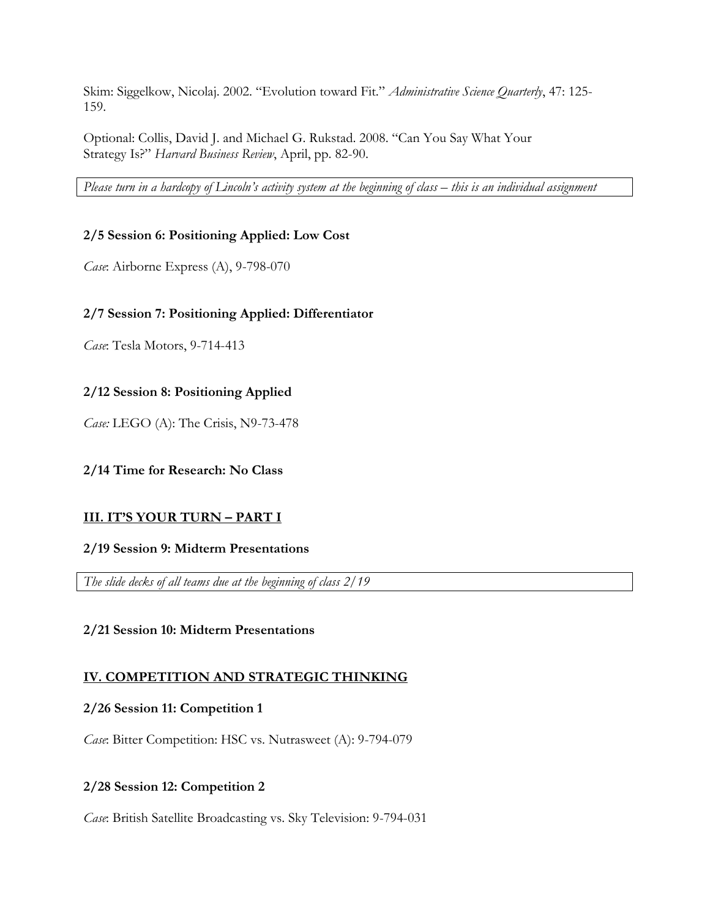Skim: Siggelkow, Nicolaj. 2002. "Evolution toward Fit." *Administrative Science Quarterly*, 47: 125-159.

Optional: Collis, David J. and Michael G. Rukstad. 2008. "Can You Say What Your Strategy Is?" *Harvard Business Review*, April, pp. 82-90.

*Please turn in a hardcopy of Lincoln's activity system at the beginning of class – this is an individual assignment*

### 2/5 Session 6: Positioning Applied: Low Cost

*Case*: Airborne Express (A), 9-798-070

### 2/7 Session 7: Positioning Applied: Differentiator

*Case*: Tesla Motors, 9-714-413

### 2/12 Session 8: Positioning Applied

*Case:* LEGO (A): The Crisis, N9-73-478

### 2/14 Time for Research: No Class

## III. IT'S YOUR TURN – PART I

### 2/19 Session 9: Midterm Presentations

*The slide decks of all teams due at the beginning of class 2/19*

### 2/21 Session 10: Midterm Presentations

## IV. COMPETITION AND STRATEGIC THINKING

### 2/26 Session 11: Competition 1

*Case*: Bitter Competition: HSC vs. Nutrasweet (A): 9-794-079

### 2/28 Session 12: Competition 2

*Case*: British Satellite Broadcasting vs. Sky Television: 9-794-031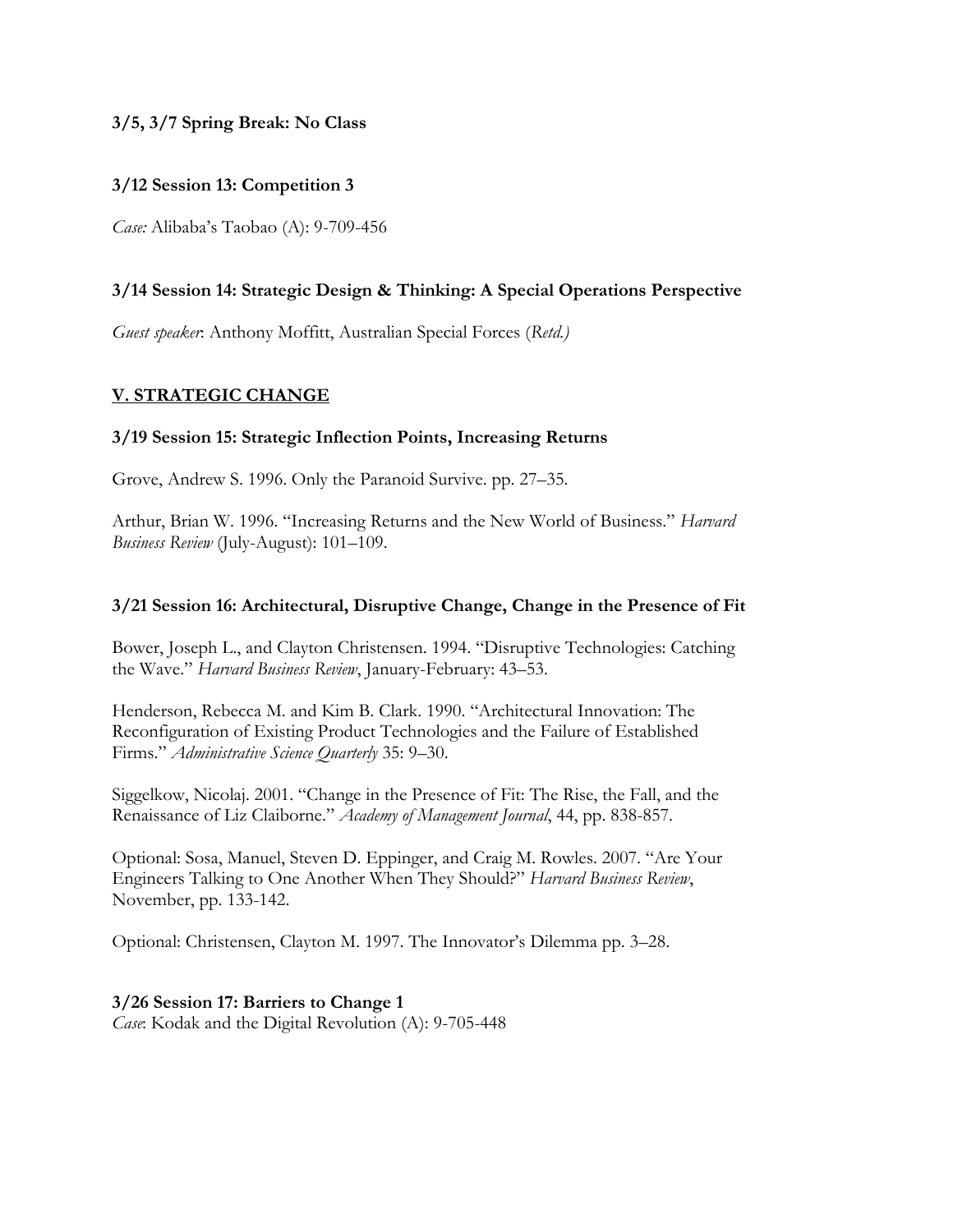**3/5, 3/7 Spring Break: No Class**

**3/12 Session 13: Competition 3**

*Case:* Alibaba's Taobao (A): 9-709-456

**3/14 Session 14: Strategic Design & Thinking: A Special Operations Perspective**

*Guest speaker*: Anthony Moffitt, Australian Special Forces (*Retd.)*

## V. STRATEGIC CHANGE

**3/19 Session 15: Strategic Inflection Points, Increasing Returns**

Grove, Andrew S. 1996. Only the Paranoid Survive. pp. 27–35.

Arthur, Brian W. 1996. "Increasing Returns and the New World of Business." *Harvard Business Review* (July-August): 101–109.

**3/21 Session 16: Architectural, Disruptive Change, Change in the Presence of Fit**

Bower, Joseph L., and Clayton Christensen. 1994. "Disruptive Technologies: Catching the Wave." *Harvard Business Review*, January-February: 43–53.

Henderson, Rebecca M. and Kim B. Clark. 1990. "Architectural Innovation: The Reconfiguration of Existing Product Technologies and the Failure of Established Firms." *Administrative Science Quarterly* 35: 9–30.

Siggelkow, Nicolaj. 2001. "Change in the Presence of Fit: The Rise, the Fall, and the Renaissance of Liz Claiborne." *Academy of Management Journal*, 44, pp. 838-857.

Optional: Sosa, Manuel, Steven D. Eppinger, and Craig M. Rowles. 2007. "Are Your Engineers Talking to One Another When They Should?" *Harvard Business Review*, November, pp. 133-142.

Optional: Christensen, Clayton M. 1997. The Innovator's Dilemma pp. 3–28.

**3/26 Session 17: Barriers to Change 1**
*Case*: Kodak and the Digital Revolution (A): 9-705-448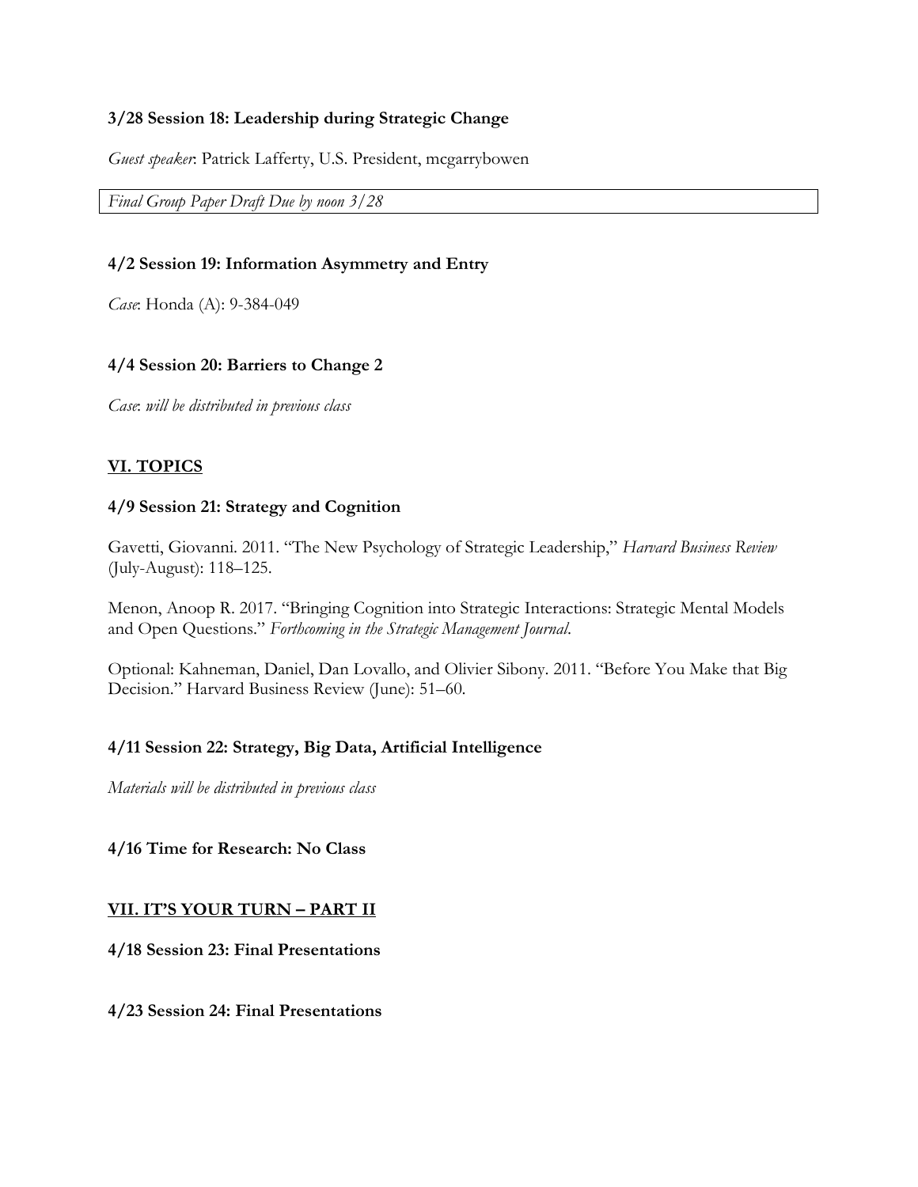**3/28 Session 18: Leadership during Strategic Change**

*Guest speaker*: Patrick Lafferty, U.S. President, mcgarrybowen

*Final Group Paper Draft Due by noon 3/28*

**4/2 Session 19: Information Asymmetry and Entry**

*Case*: Honda (A): 9-384-049

**4/4 Session 20: Barriers to Change 2**

*Case*: *will be distributed in previous class*

## <u>VI. TOPICS</u>

**4/9 Session 21: Strategy and Cognition**

Gavetti, Giovanni. 2011. "The New Psychology of Strategic Leadership," *Harvard Business Review* (July-August): 118–125.

Menon, Anoop R. 2017. "Bringing Cognition into Strategic Interactions: Strategic Mental Models and Open Questions." *Forthcoming in the Strategic Management Journal*.

Optional: Kahneman, Daniel, Dan Lovallo, and Olivier Sibony. 2011. "Before You Make that Big Decision." Harvard Business Review (June): 51–60.

**4/11 Session 22: Strategy, Big Data, Artificial Intelligence**

*Materials will be distributed in previous class*

**4/16 Time for Research: No Class**

## <u>VII. IT'S YOUR TURN – PART II</u>

**4/18 Session 23: Final Presentations**

**4/23 Session 24: Final Presentations**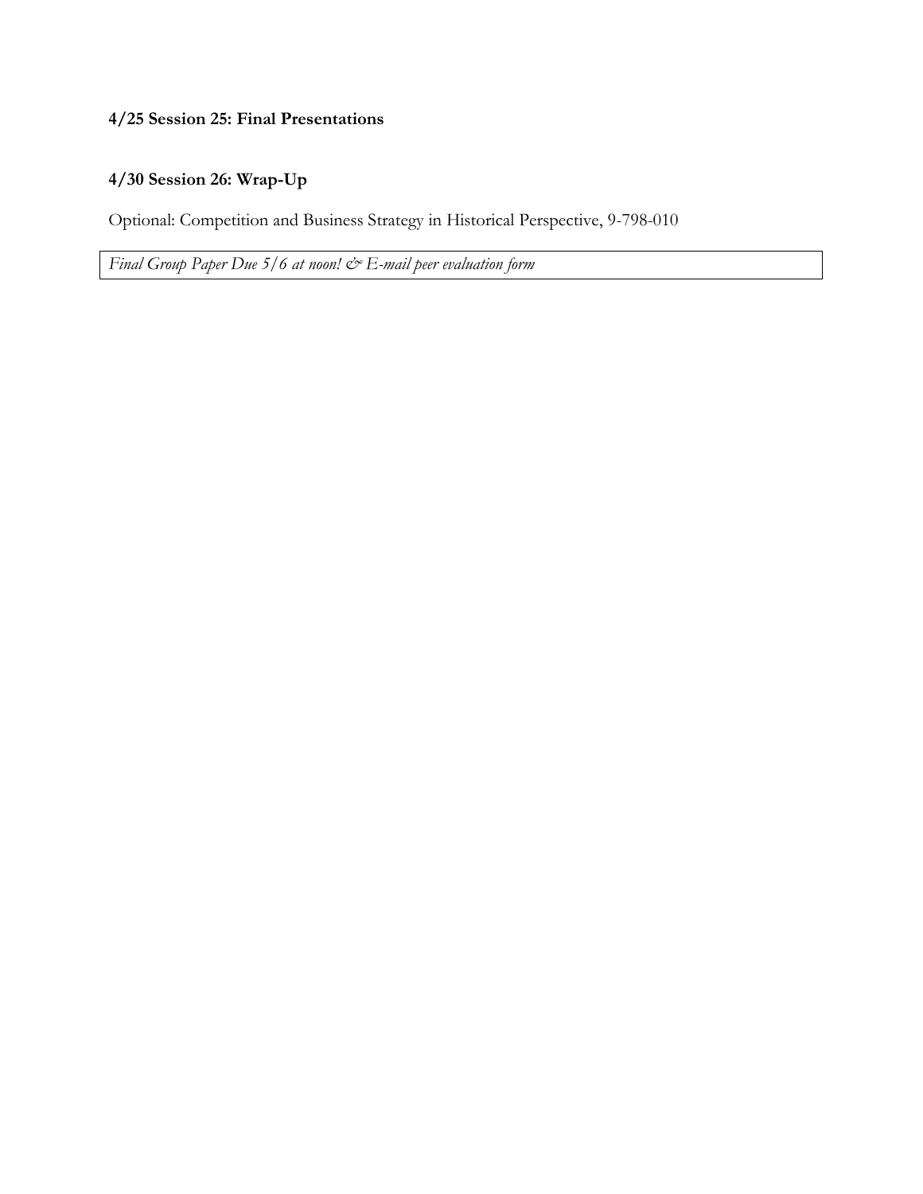**4/25 Session 25: Final Presentations**

**4/30 Session 26: Wrap-Up**

Optional: Competition and Business Strategy in Historical Perspective, 9-798-010

| |
|---|
| *Final Group Paper Due 5/6 at noon! & E-mail peer evaluation form* |